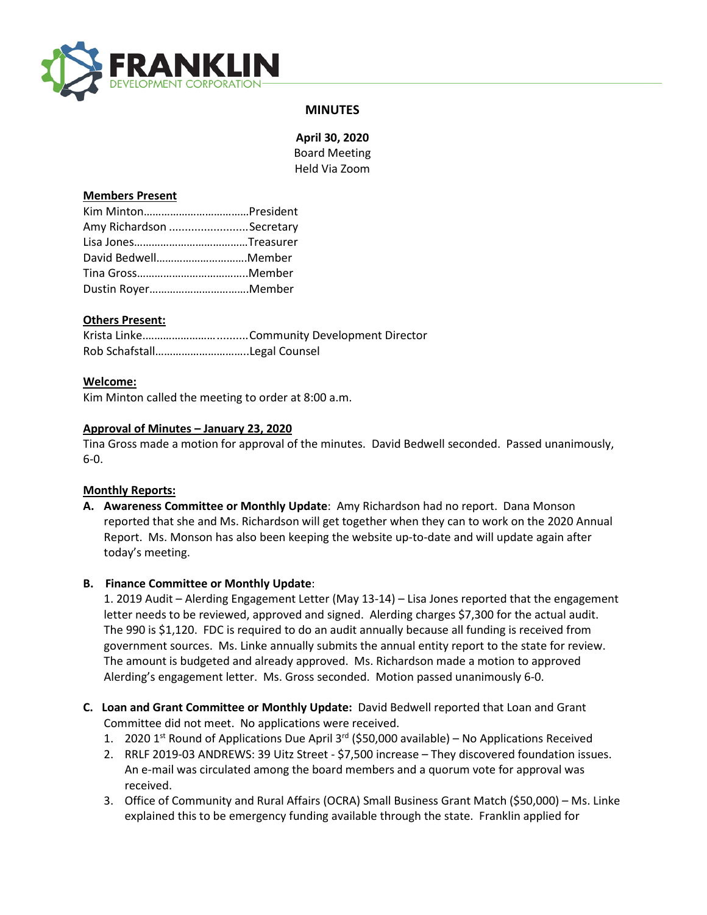FRANKLIN DEVELOPMENT CORPORATION

# MINUTES

**April 30, 2020**
Board Meeting
Held Via Zoom

**Members Present**

Kim Minton……………………………..President
Amy Richardson ………………………Secretary
Lisa Jones…………………………………Treasurer
David Bedwell…………………………Member
Tina Gross………………………………..Member
Dustin Royer……………………………Member

**Others Present:**

Krista Linke……………………...........Community Development Director
Rob Schafstall…………………………..Legal Counsel

**Welcome:**

Kim Minton called the meeting to order at 8:00 a.m.

**Approval of Minutes – January 23, 2020**

Tina Gross made a motion for approval of the minutes. David Bedwell seconded. Passed unanimously, 6-0.

**Monthly Reports:**

**A. Awareness Committee or Monthly Update**: Amy Richardson had no report. Dana Monson reported that she and Ms. Richardson will get together when they can to work on the 2020 Annual Report. Ms. Monson has also been keeping the website up-to-date and will update again after today's meeting.

**B. Finance Committee or Monthly Update**:

1. 2019 Audit – Alerding Engagement Letter (May 13-14) – Lisa Jones reported that the engagement letter needs to be reviewed, approved and signed. Alerding charges $7,300 for the actual audit. The 990 is $1,120. FDC is required to do an audit annually because all funding is received from government sources. Ms. Linke annually submits the annual entity report to the state for review. The amount is budgeted and already approved. Ms. Richardson made a motion to approved Alerding's engagement letter. Ms. Gross seconded. Motion passed unanimously 6-0.

**C. Loan and Grant Committee or Monthly Update:** David Bedwell reported that Loan and Grant Committee did not meet. No applications were received.

1. 2020 1st Round of Applications Due April 3rd ($50,000 available) – No Applications Received
2. RRLF 2019-03 ANDREWS: 39 Uitz Street - $7,500 increase – They discovered foundation issues. An e-mail was circulated among the board members and a quorum vote for approval was received.
3. Office of Community and Rural Affairs (OCRA) Small Business Grant Match ($50,000) – Ms. Linke explained this to be emergency funding available through the state. Franklin applied for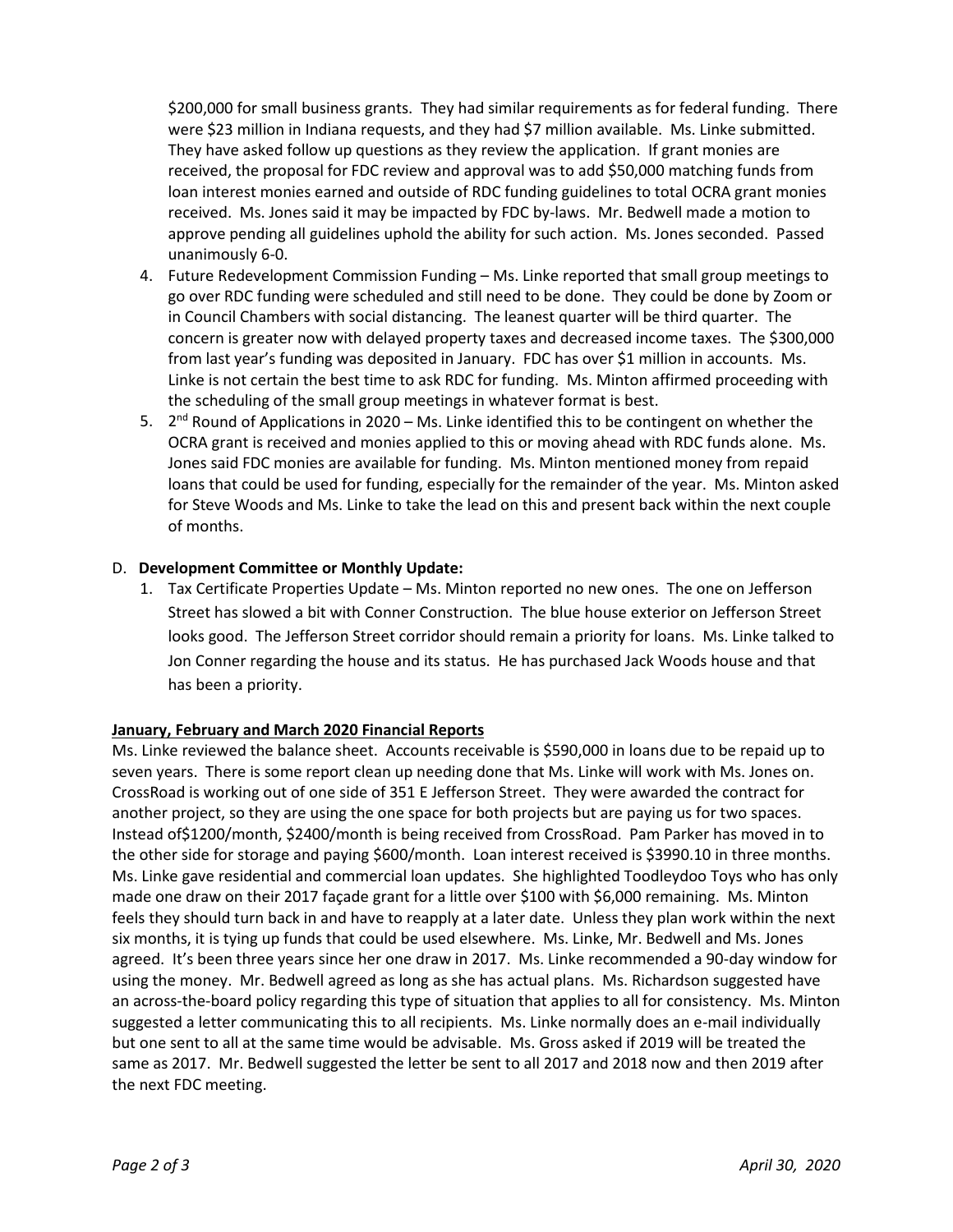$200,000 for small business grants. They had similar requirements as for federal funding. There were $23 million in Indiana requests, and they had $7 million available. Ms. Linke submitted. They have asked follow up questions as they review the application. If grant monies are received, the proposal for FDC review and approval was to add $50,000 matching funds from loan interest monies earned and outside of RDC funding guidelines to total OCRA grant monies received. Ms. Jones said it may be impacted by FDC by-laws. Mr. Bedwell made a motion to approve pending all guidelines uphold the ability for such action. Ms. Jones seconded. Passed unanimously 6-0.

4. Future Redevelopment Commission Funding – Ms. Linke reported that small group meetings to go over RDC funding were scheduled and still need to be done. They could be done by Zoom or in Council Chambers with social distancing. The leanest quarter will be third quarter. The concern is greater now with delayed property taxes and decreased income taxes. The $300,000 from last year's funding was deposited in January. FDC has over $1 million in accounts. Ms. Linke is not certain the best time to ask RDC for funding. Ms. Minton affirmed proceeding with the scheduling of the small group meetings in whatever format is best.
5. 2nd Round of Applications in 2020 – Ms. Linke identified this to be contingent on whether the OCRA grant is received and monies applied to this or moving ahead with RDC funds alone. Ms. Jones said FDC monies are available for funding. Ms. Minton mentioned money from repaid loans that could be used for funding, especially for the remainder of the year. Ms. Minton asked for Steve Woods and Ms. Linke to take the lead on this and present back within the next couple of months.

D. **Development Committee or Monthly Update:**

1. Tax Certificate Properties Update – Ms. Minton reported no new ones. The one on Jefferson Street has slowed a bit with Conner Construction. The blue house exterior on Jefferson Street looks good. The Jefferson Street corridor should remain a priority for loans. Ms. Linke talked to Jon Conner regarding the house and its status. He has purchased Jack Woods house and that has been a priority.

**January, February and March 2020 Financial Reports**

Ms. Linke reviewed the balance sheet. Accounts receivable is $590,000 in loans due to be repaid up to seven years. There is some report clean up needing done that Ms. Linke will work with Ms. Jones on. CrossRoad is working out of one side of 351 E Jefferson Street. They were awarded the contract for another project, so they are using the one space for both projects but are paying us for two spaces. Instead of$1200/month, $2400/month is being received from CrossRoad. Pam Parker has moved in to the other side for storage and paying $600/month. Loan interest received is $3990.10 in three months. Ms. Linke gave residential and commercial loan updates. She highlighted Toodleydoo Toys who has only made one draw on their 2017 façade grant for a little over $100 with $6,000 remaining. Ms. Minton feels they should turn back in and have to reapply at a later date. Unless they plan work within the next six months, it is tying up funds that could be used elsewhere. Ms. Linke, Mr. Bedwell and Ms. Jones agreed. It's been three years since her one draw in 2017. Ms. Linke recommended a 90-day window for using the money. Mr. Bedwell agreed as long as she has actual plans. Ms. Richardson suggested have an across-the-board policy regarding this type of situation that applies to all for consistency. Ms. Minton suggested a letter communicating this to all recipients. Ms. Linke normally does an e-mail individually but one sent to all at the same time would be advisable. Ms. Gross asked if 2019 will be treated the same as 2017. Mr. Bedwell suggested the letter be sent to all 2017 and 2018 now and then 2019 after the next FDC meeting.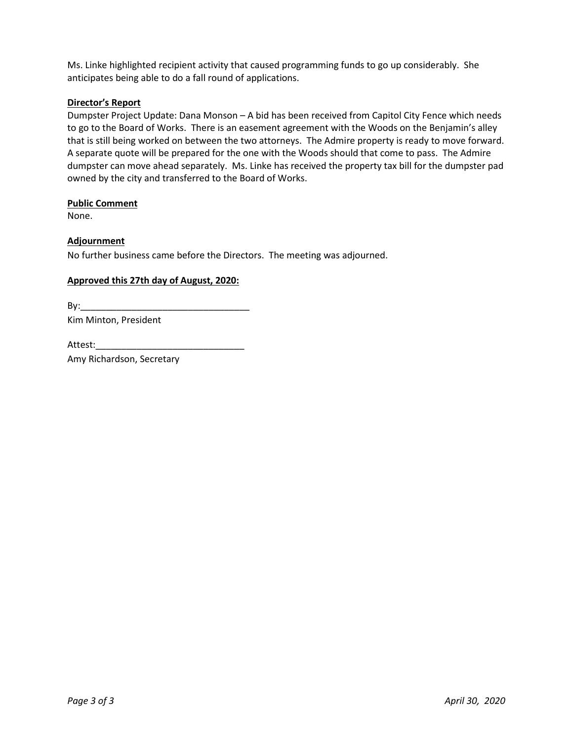Ms. Linke highlighted recipient activity that caused programming funds to go up considerably. She anticipates being able to do a fall round of applications.

**Director's Report**

Dumpster Project Update: Dana Monson – A bid has been received from Capitol City Fence which needs to go to the Board of Works. There is an easement agreement with the Woods on the Benjamin's alley that is still being worked on between the two attorneys. The Admire property is ready to move forward. A separate quote will be prepared for the one with the Woods should that come to pass. The Admire dumpster can move ahead separately. Ms. Linke has received the property tax bill for the dumpster pad owned by the city and transferred to the Board of Works.

**Public Comment**

None.

**Adjournment**

No further business came before the Directors. The meeting was adjourned.

**Approved this 27th day of August, 2020:**

By:_________________________________
Kim Minton, President

Attest:_____________________________
Amy Richardson, Secretary